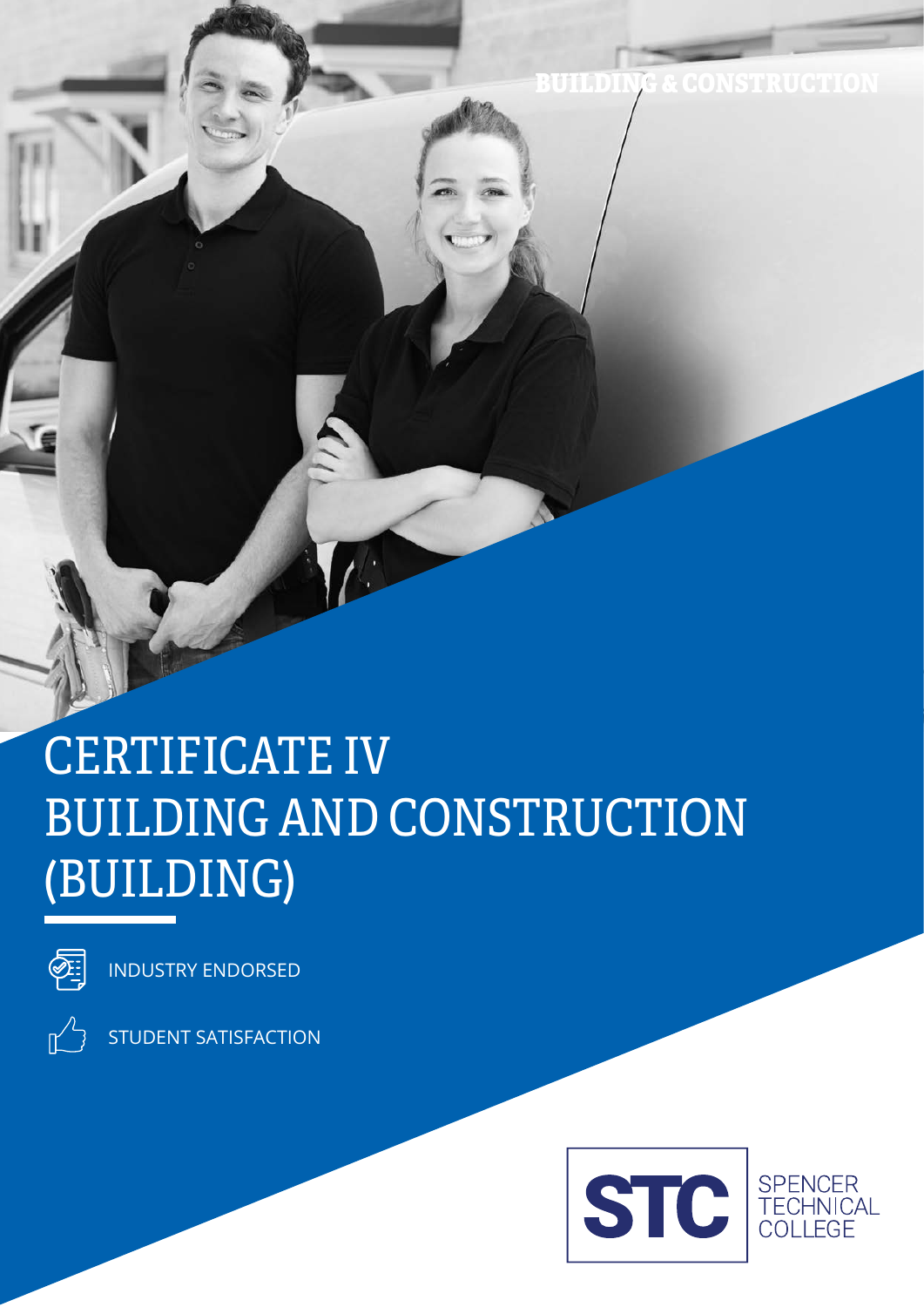BUILDING & CONSTRUCTION

# CERTIFICATE IV BUILDING AND CONSTRUCTION (BUILDING)

INDUSTRY ENDORSED

STUDENT SATISFACTION

STC

SPENCER TECHNICAL COLLEGE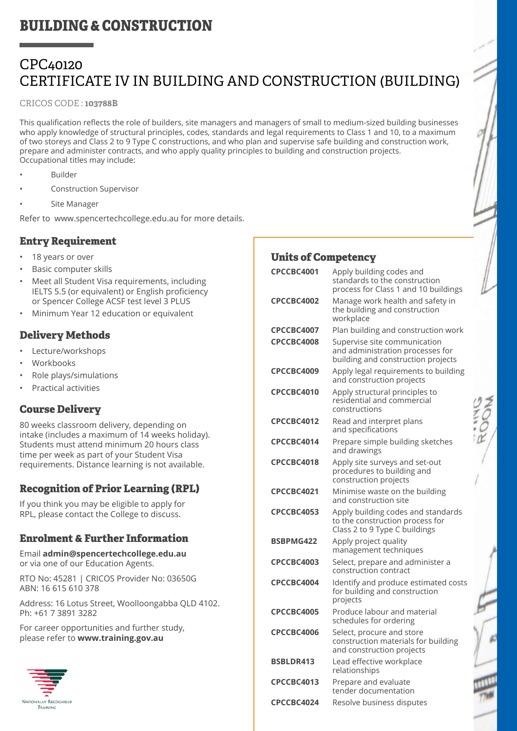# BUILDING & CONSTRUCTION

## CPC40120
## CERTIFICATE IV IN BUILDING AND CONSTRUCTION (BUILDING)

CRICOS CODE : **103788B**

This qualification reflects the role of builders, site managers and managers of small to medium-sized building businesses who apply knowledge of structural principles, codes, standards and legal requirements to Class 1 and 10, to a maximum of two storeys and Class 2 to 9 Type C constructions, and who plan and supervise safe building and construction work, prepare and administer contracts, and who apply quality principles to building and construction projects.
Occupational titles may include:

- Builder
- Construction Supervisor
- Site Manager

Refer to www.spencertechcollege.edu.au for more details.

### Entry Requirement

- 18 years or over
- Basic computer skills
- Meet all Student Visa requirements, including IELTS 5.5 (or equivalent) or English proficiency or Spencer College ACSF test level 3 PLUS
- Minimum Year 12 education or equivalent

### Delivery Methods

- Lecture/workshops
- Workbooks
- Role plays/simulations
- Practical activities

### Course Delivery

80 weeks classroom delivery, depending on intake (includes a maximum of 14 weeks holiday). Students must attend minimum 20 hours class time per week as part of your Student Visa requirements. Distance learning is not available.

### Recognition of Prior Learning (RPL)

If you think you may be eligible to apply for RPL, please contact the College to discuss.

### Enrolment & Further Information

Email **admin@spencertechcollege.edu.au** or via one of our Education Agents.

RTO No: 45281 | CRICOS Provider No: 03650G
ABN: 16 615 610 378

Address: 16 Lotus Street, Woolloongabba QLD 4102.
Ph: +61 7 3891 3282

For career opportunities and further study, please refer to **www.training.gov.au**

NATIONALLY RECOGNISED TRAINING

### Units of Competency

| | |
|---|---|
| **CPCCBC4001** | Apply building codes and standards to the construction process for Class 1 and 10 buildings |
| **CPCCBC4002** | Manage work health and safety in the building and construction workplace |
| **CPCCBC4007** | Plan building and construction work |
| **CPCCBC4008** | Supervise site communication and administration processes for building and construction projects |
| **CPCCBC4009** | Apply legal requirements to building and construction projects |
| **CPCCBC4010** | Apply structural principles to residential and commercial constructions |
| **CPCCBC4012** | Read and interpret plans and specifications |
| **CPCCBC4014** | Prepare simple building sketches and drawings |
| **CPCCBC4018** | Apply site surveys and set-out procedures to building and construction projects |
| **CPCCBC4021** | Minimise waste on the building and construction site |
| **CPCCBC4053** | Apply building codes and standards to the construction process for Class 2 to 9 Type C buildings |
| **BSBPMG422** | Apply project quality management techniques |
| **CPCCBC4003** | Select, prepare and administer a construction contract |
| **CPCCBC4004** | Identify and produce estimated costs for building and construction projects |
| **CPCCBC4005** | Produce labour and material schedules for ordering |
| **CPCCBC4006** | Select, procure and store construction materials for building and construction projects |
| **BSBLDR413** | Lead effective workplace relationships |
| **CPCCBC4013** | Prepare and evaluate tender documentation |
| **CPCCBC4024** | Resolve business disputes |